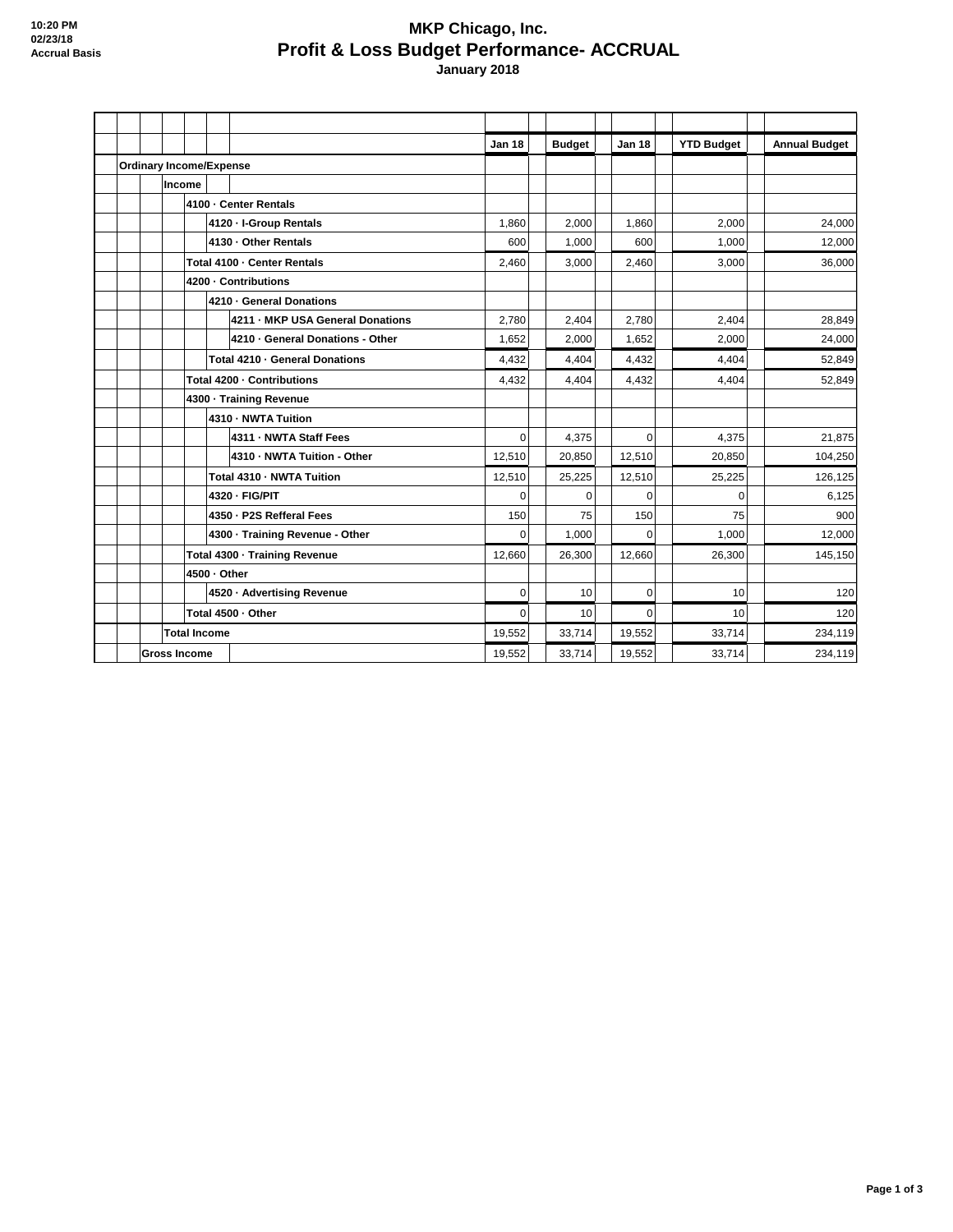10:20 PM
02/23/18
Accrual Basis

# MKP Chicago, Inc.
## Profit & Loss Budget Performance- ACCRUAL
### January 2018

| | Jan 18 | Budget | Jan 18 | YTD Budget | Annual Budget |
|---|---|---|---|---|---|
| **Ordinary Income/Expense** | | | | | |
| **Income** | | | | | |
| **4100 · Center Rentals** | | | | | |
| **4120 · I-Group Rentals** | 1,860 | 2,000 | 1,860 | 2,000 | 24,000 |
| **4130 · Other Rentals** | 600 | 1,000 | 600 | 1,000 | 12,000 |
| **Total 4100 · Center Rentals** | 2,460 | 3,000 | 2,460 | 3,000 | 36,000 |
| **4200 · Contributions** | | | | | |
| **4210 · General Donations** | | | | | |
| **4211 · MKP USA General Donations** | 2,780 | 2,404 | 2,780 | 2,404 | 28,849 |
| **4210 · General Donations - Other** | 1,652 | 2,000 | 1,652 | 2,000 | 24,000 |
| **Total 4210 · General Donations** | 4,432 | 4,404 | 4,432 | 4,404 | 52,849 |
| **Total 4200 · Contributions** | 4,432 | 4,404 | 4,432 | 4,404 | 52,849 |
| **4300 · Training Revenue** | | | | | |
| **4310 · NWTA Tuition** | | | | | |
| **4311 · NWTA Staff Fees** | 0 | 4,375 | 0 | 4,375 | 21,875 |
| **4310 · NWTA Tuition - Other** | 12,510 | 20,850 | 12,510 | 20,850 | 104,250 |
| **Total 4310 · NWTA Tuition** | 12,510 | 25,225 | 12,510 | 25,225 | 126,125 |
| **4320 · FIG/PIT** | 0 | 0 | 0 | 0 | 6,125 |
| **4350 · P2S Refferal Fees** | 150 | 75 | 150 | 75 | 900 |
| **4300 · Training Revenue - Other** | 0 | 1,000 | 0 | 1,000 | 12,000 |
| **Total 4300 · Training Revenue** | 12,660 | 26,300 | 12,660 | 26,300 | 145,150 |
| **4500 · Other** | | | | | |
| **4520 · Advertising Revenue** | 0 | 10 | 0 | 10 | 120 |
| **Total 4500 · Other** | 0 | 10 | 0 | 10 | 120 |
| **Total Income** | 19,552 | 33,714 | 19,552 | 33,714 | 234,119 |
| **Gross Income** | 19,552 | 33,714 | 19,552 | 33,714 | 234,119 |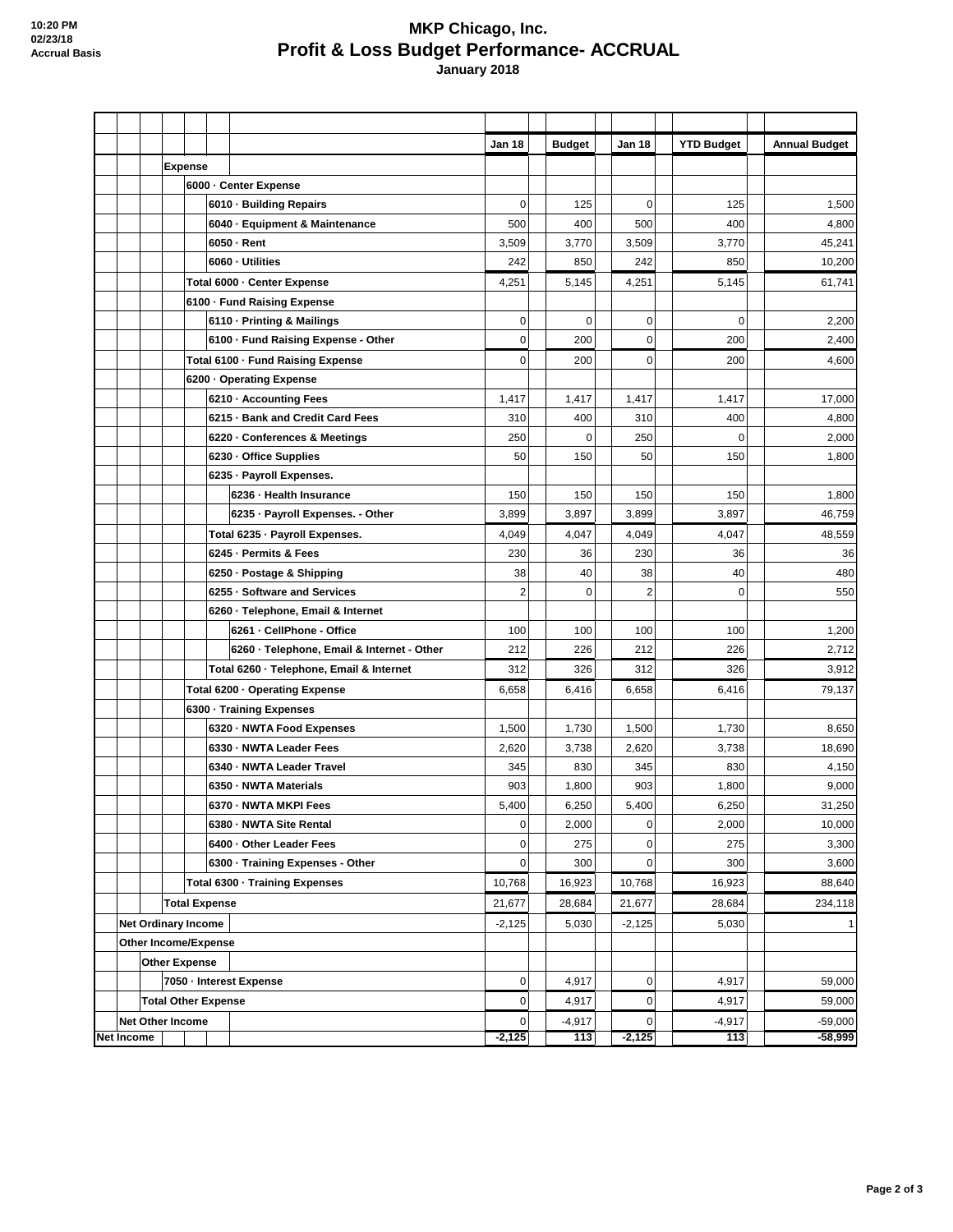# MKP Chicago, Inc.

## Profit & Loss Budget Performance- ACCRUAL

### January 2018

10:20 PM
02/23/18
Accrual Basis

| | Jan 18 | Budget | Jan 18 | YTD Budget | Annual Budget |
|---|---|---|---|---|---|
| **Expense** | | | | | |
| **6000 · Center Expense** | | | | | |
| 6010 · Building Repairs | 0 | 125 | 0 | 125 | 1,500 |
| 6040 · Equipment & Maintenance | 500 | 400 | 500 | 400 | 4,800 |
| 6050 · Rent | 3,509 | 3,770 | 3,509 | 3,770 | 45,241 |
| 6060 · Utilities | 242 | 850 | 242 | 850 | 10,200 |
| **Total 6000 · Center Expense** | 4,251 | 5,145 | 4,251 | 5,145 | 61,741 |
| **6100 · Fund Raising Expense** | | | | | |
| 6110 · Printing & Mailings | 0 | 0 | 0 | 0 | 2,200 |
| 6100 · Fund Raising Expense - Other | 0 | 200 | 0 | 200 | 2,400 |
| **Total 6100 · Fund Raising Expense** | 0 | 200 | 0 | 200 | 4,600 |
| **6200 · Operating Expense** | | | | | |
| 6210 · Accounting Fees | 1,417 | 1,417 | 1,417 | 1,417 | 17,000 |
| 6215 · Bank and Credit Card Fees | 310 | 400 | 310 | 400 | 4,800 |
| 6220 · Conferences & Meetings | 250 | 0 | 250 | 0 | 2,000 |
| 6230 · Office Supplies | 50 | 150 | 50 | 150 | 1,800 |
| 6235 · Payroll Expenses. | | | | | |
| 6236 · Health Insurance | 150 | 150 | 150 | 150 | 1,800 |
| 6235 · Payroll Expenses. - Other | 3,899 | 3,897 | 3,899 | 3,897 | 46,759 |
| Total 6235 · Payroll Expenses. | 4,049 | 4,047 | 4,049 | 4,047 | 48,559 |
| 6245 · Permits & Fees | 230 | 36 | 230 | 36 | 36 |
| 6250 · Postage & Shipping | 38 | 40 | 38 | 40 | 480 |
| 6255 · Software and Services | 2 | 0 | 2 | 0 | 550 |
| 6260 · Telephone, Email & Internet | | | | | |
| 6261 · CellPhone - Office | 100 | 100 | 100 | 100 | 1,200 |
| 6260 · Telephone, Email & Internet - Other | 212 | 226 | 212 | 226 | 2,712 |
| Total 6260 · Telephone, Email & Internet | 312 | 326 | 312 | 326 | 3,912 |
| **Total 6200 · Operating Expense** | 6,658 | 6,416 | 6,658 | 6,416 | 79,137 |
| **6300 · Training Expenses** | | | | | |
| 6320 · NWTA Food Expenses | 1,500 | 1,730 | 1,500 | 1,730 | 8,650 |
| 6330 · NWTA Leader Fees | 2,620 | 3,738 | 2,620 | 3,738 | 18,690 |
| 6340 · NWTA Leader Travel | 345 | 830 | 345 | 830 | 4,150 |
| 6350 · NWTA Materials | 903 | 1,800 | 903 | 1,800 | 9,000 |
| 6370 · NWTA MKPI Fees | 5,400 | 6,250 | 5,400 | 6,250 | 31,250 |
| 6380 · NWTA Site Rental | 0 | 2,000 | 0 | 2,000 | 10,000 |
| 6400 · Other Leader Fees | 0 | 275 | 0 | 275 | 3,300 |
| 6300 · Training Expenses - Other | 0 | 300 | 0 | 300 | 3,600 |
| **Total 6300 · Training Expenses** | 10,768 | 16,923 | 10,768 | 16,923 | 88,640 |
| **Total Expense** | 21,677 | 28,684 | 21,677 | 28,684 | 234,118 |
| **Net Ordinary Income** | -2,125 | 5,030 | -2,125 | 5,030 | 1 |
| **Other Income/Expense** | | | | | |
| **Other Expense** | | | | | |
| 7050 · Interest Expense | 0 | 4,917 | 0 | 4,917 | 59,000 |
| **Total Other Expense** | 0 | 4,917 | 0 | 4,917 | 59,000 |
| **Net Other Income** | 0 | -4,917 | 0 | -4,917 | -59,000 |
| **Net Income** | **-2,125** | **113** | **-2,125** | **113** | **-58,999** |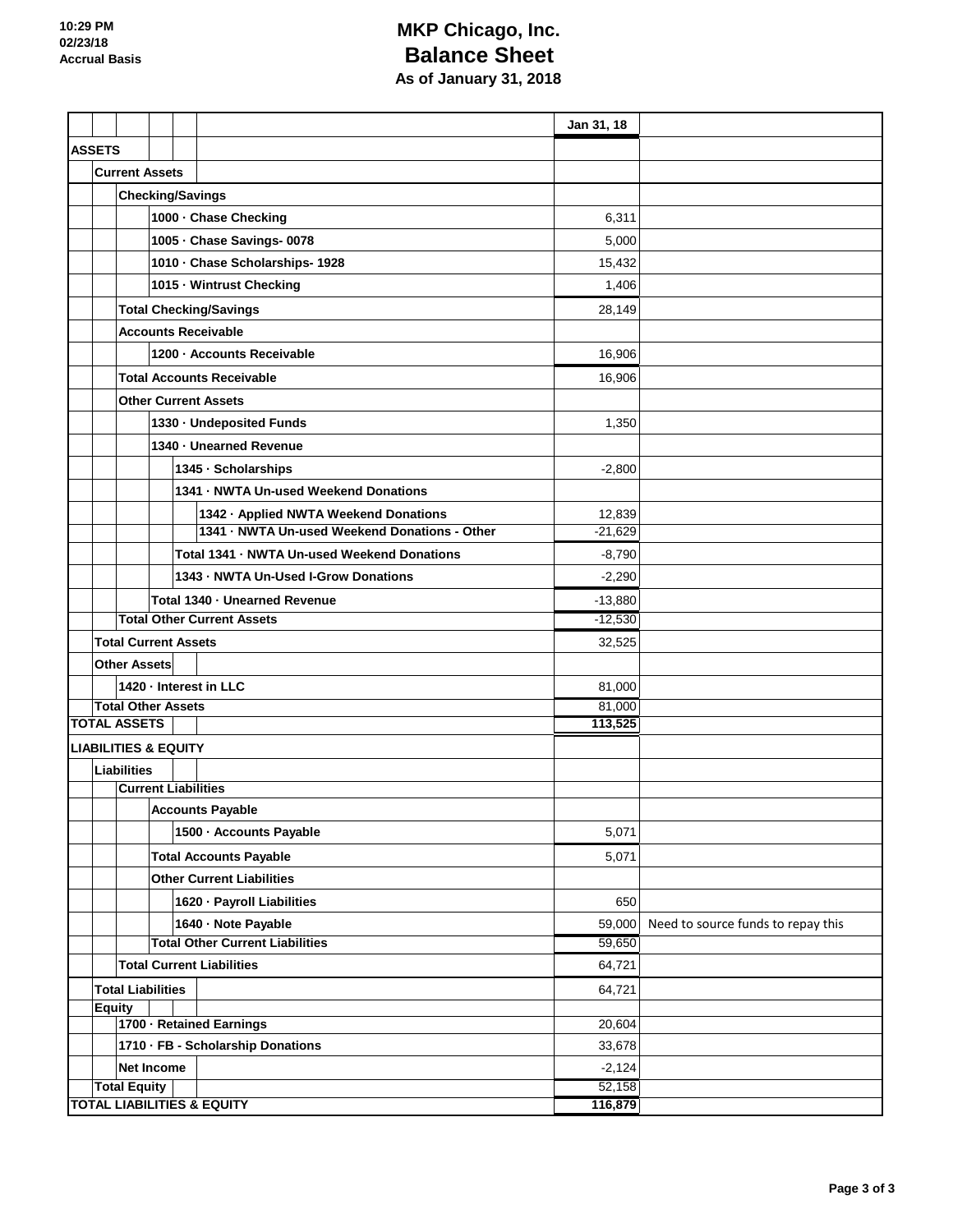10:29 PM
02/23/18
Accrual Basis

# MKP Chicago, Inc.
## Balance Sheet
### As of January 31, 2018

| | Jan 31, 18 | |
|---|---|---|
| **ASSETS** | | |
| **Current Assets** | | |
| **Checking/Savings** | | |
| **1000 · Chase Checking** | 6,311 | |
| **1005 · Chase Savings- 0078** | 5,000 | |
| **1010 · Chase Scholarships- 1928** | 15,432 | |
| **1015 · Wintrust Checking** | 1,406 | |
| **Total Checking/Savings** | 28,149 | |
| **Accounts Receivable** | | |
| **1200 · Accounts Receivable** | 16,906 | |
| **Total Accounts Receivable** | 16,906 | |
| **Other Current Assets** | | |
| **1330 · Undeposited Funds** | 1,350 | |
| **1340 · Unearned Revenue** | | |
| **1345 · Scholarships** | -2,800 | |
| **1341 · NWTA Un-used Weekend Donations** | | |
| **1342 · Applied NWTA Weekend Donations** | 12,839 | |
| **1341 · NWTA Un-used Weekend Donations - Other** | -21,629 | |
| **Total 1341 · NWTA Un-used Weekend Donations** | -8,790 | |
| **1343 · NWTA Un-Used I-Grow Donations** | -2,290 | |
| **Total 1340 · Unearned Revenue** | -13,880 | |
| **Total Other Current Assets** | -12,530 | |
| **Total Current Assets** | 32,525 | |
| **Other Assets** | | |
| **1420 · Interest in LLC** | 81,000 | |
| **Total Other Assets** | 81,000 | |
| **TOTAL ASSETS** | **113,525** | |
| **LIABILITIES & EQUITY** | | |
| **Liabilities** | | |
| **Current Liabilities** | | |
| **Accounts Payable** | | |
| **1500 · Accounts Payable** | 5,071 | |
| **Total Accounts Payable** | 5,071 | |
| **Other Current Liabilities** | | |
| **1620 · Payroll Liabilities** | 650 | |
| **1640 · Note Payable** | 59,000 | Need to source funds to repay this |
| **Total Other Current Liabilities** | 59,650 | |
| **Total Current Liabilities** | 64,721 | |
| **Total Liabilities** | 64,721 | |
| **Equity** | | |
| **1700 · Retained Earnings** | 20,604 | |
| **1710 · FB - Scholarship Donations** | 33,678 | |
| **Net Income** | -2,124 | |
| **Total Equity** | 52,158 | |
| **TOTAL LIABILITIES & EQUITY** | **116,879** | |